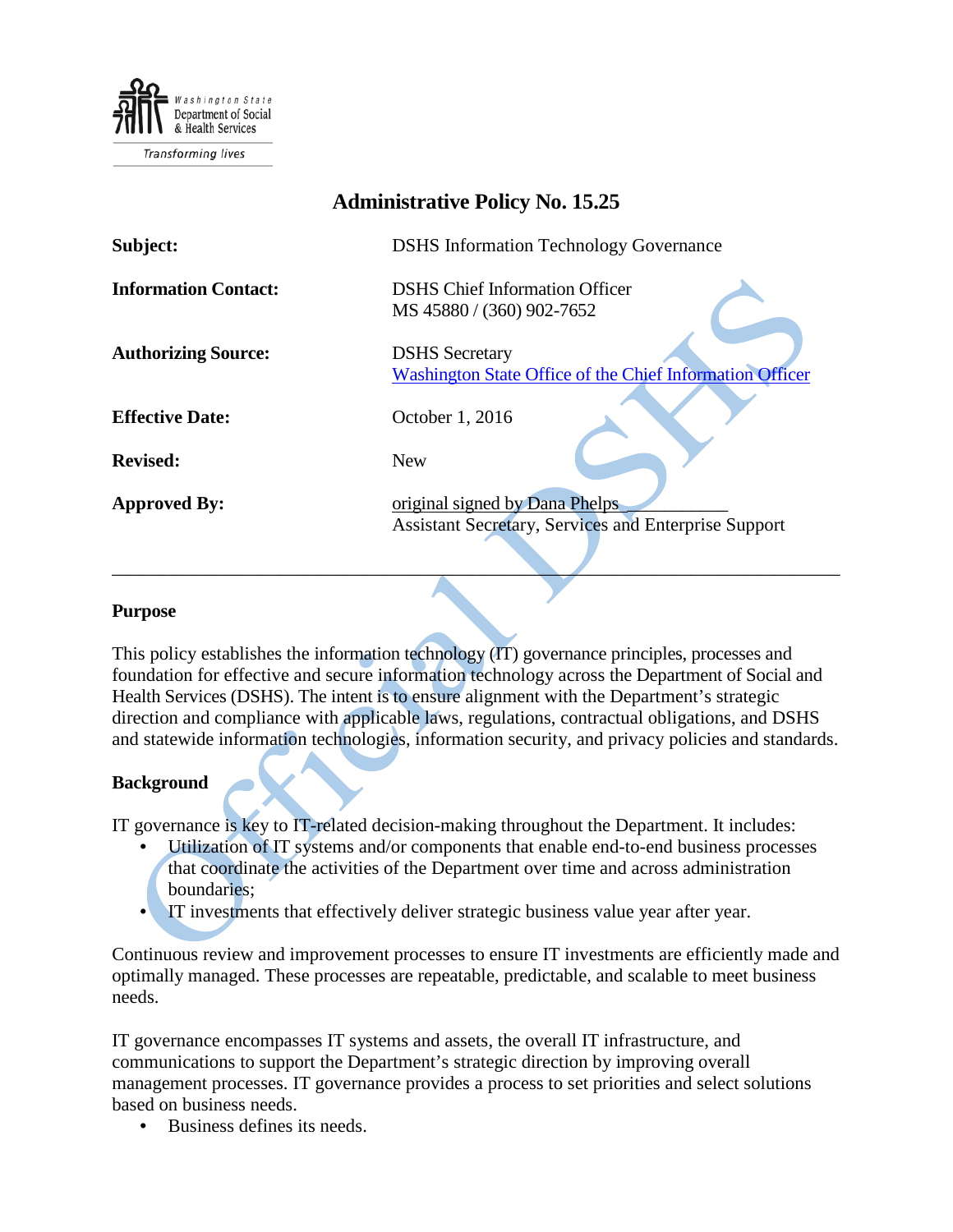Washington State Department of Social & Health Services

Transforming lives

# Administrative Policy No. 15.25

| | |
|---|---|
| **Subject:** | DSHS Information Technology Governance |
| **Information Contact:** | DSHS Chief Information Officer<br>MS 45880 / (360) 902-7652 |
| **Authorizing Source:** | DSHS Secretary<br>Washington State Office of the Chief Information Officer |
| **Effective Date:** | October 1, 2016 |
| **Revised:** | New |
| **Approved By:** | original signed by Dana Phelps<br>Assistant Secretary, Services and Enterprise Support |

---

## Purpose

This policy establishes the information technology (IT) governance principles, processes and foundation for effective and secure information technology across the Department of Social and Health Services (DSHS). The intent is to ensure alignment with the Department's strategic direction and compliance with applicable laws, regulations, contractual obligations, and DSHS and statewide information technologies, information security, and privacy policies and standards.

## Background

IT governance is key to IT-related decision-making throughout the Department. It includes:

- Utilization of IT systems and/or components that enable end-to-end business processes that coordinate the activities of the Department over time and across administration boundaries;
- IT investments that effectively deliver strategic business value year after year.

Continuous review and improvement processes to ensure IT investments are efficiently made and optimally managed. These processes are repeatable, predictable, and scalable to meet business needs.

IT governance encompasses IT systems and assets, the overall IT infrastructure, and communications to support the Department's strategic direction by improving overall management processes. IT governance provides a process to set priorities and select solutions based on business needs.

- Business defines its needs.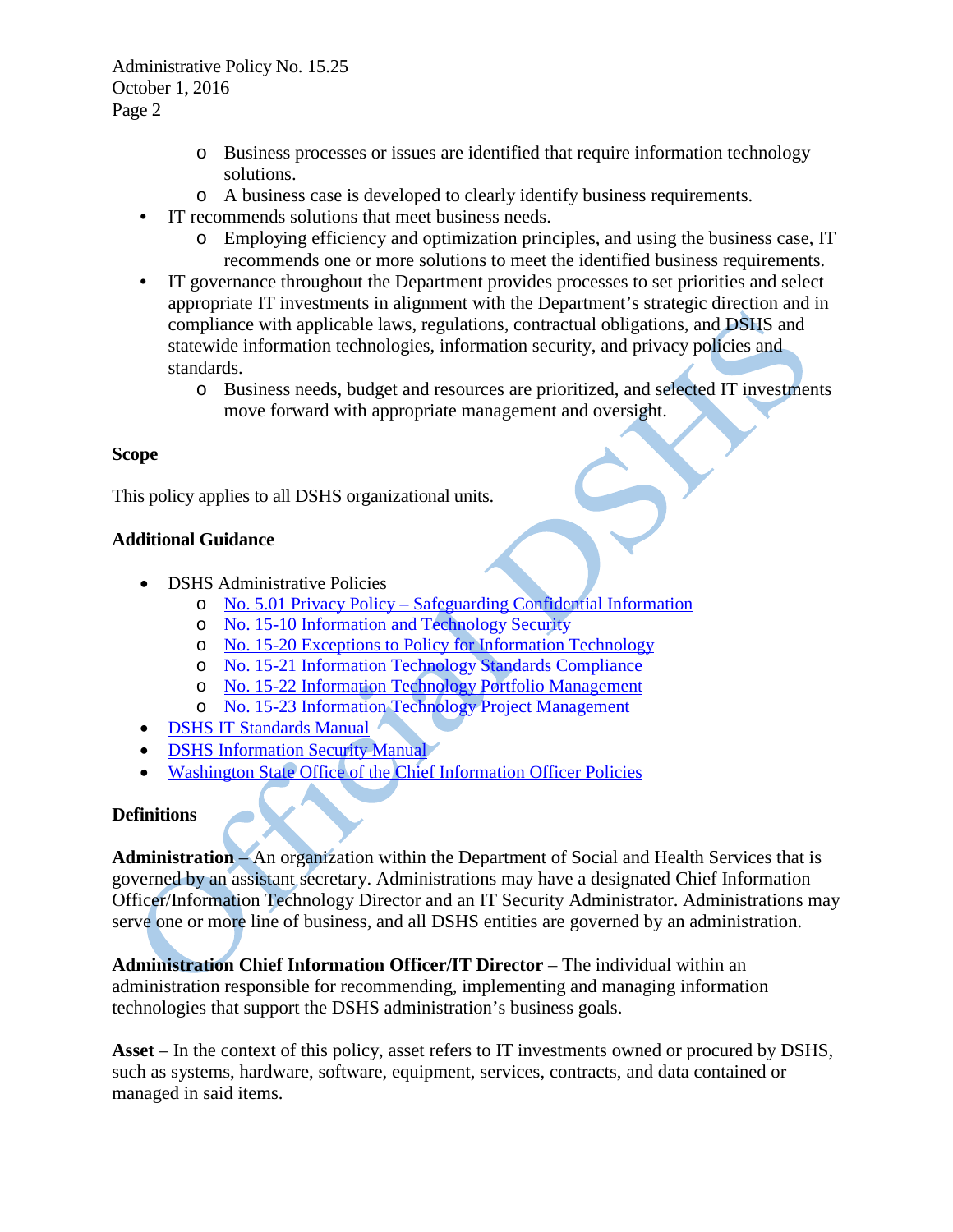- Business processes or issues are identified that require information technology solutions.
  - A business case is developed to clearly identify business requirements.
- IT recommends solutions that meet business needs.
  - Employing efficiency and optimization principles, and using the business case, IT recommends one or more solutions to meet the identified business requirements.
- IT governance throughout the Department provides processes to set priorities and select appropriate IT investments in alignment with the Department's strategic direction and in compliance with applicable laws, regulations, contractual obligations, and DSHS and statewide information technologies, information security, and privacy policies and standards.
  - Business needs, budget and resources are prioritized, and selected IT investments move forward with appropriate management and oversight.

**Scope**

This policy applies to all DSHS organizational units.

**Additional Guidance**

- DSHS Administrative Policies
  - No. 5.01 Privacy Policy – Safeguarding Confidential Information
  - No. 15-10 Information and Technology Security
  - No. 15-20 Exceptions to Policy for Information Technology
  - No. 15-21 Information Technology Standards Compliance
  - No. 15-22 Information Technology Portfolio Management
  - No. 15-23 Information Technology Project Management
- DSHS IT Standards Manual
- DSHS Information Security Manual
- Washington State Office of the Chief Information Officer Policies

**Definitions**

**Administration** – An organization within the Department of Social and Health Services that is governed by an assistant secretary. Administrations may have a designated Chief Information Officer/Information Technology Director and an IT Security Administrator. Administrations may serve one or more line of business, and all DSHS entities are governed by an administration.

**Administration Chief Information Officer/IT Director** – The individual within an administration responsible for recommending, implementing and managing information technologies that support the DSHS administration's business goals.

**Asset** – In the context of this policy, asset refers to IT investments owned or procured by DSHS, such as systems, hardware, software, equipment, services, contracts, and data contained or managed in said items.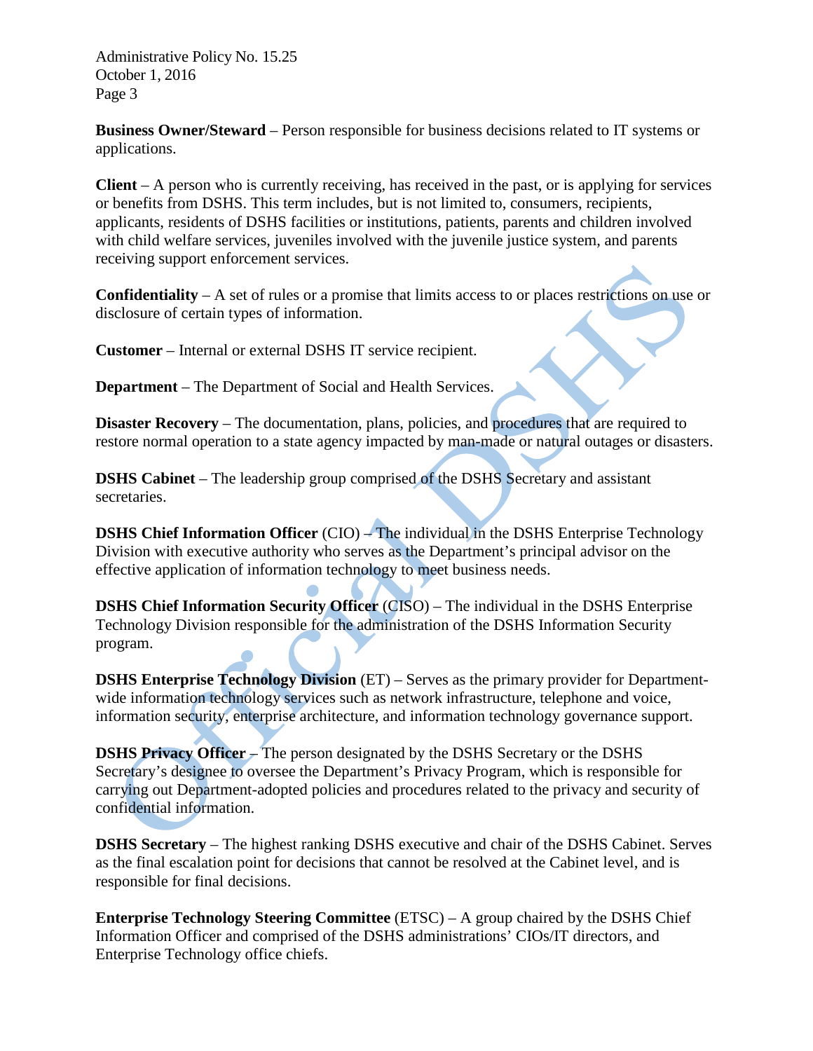**Business Owner/Steward** – Person responsible for business decisions related to IT systems or applications.

**Client** – A person who is currently receiving, has received in the past, or is applying for services or benefits from DSHS. This term includes, but is not limited to, consumers, recipients, applicants, residents of DSHS facilities or institutions, patients, parents and children involved with child welfare services, juveniles involved with the juvenile justice system, and parents receiving support enforcement services.

**Confidentiality** – A set of rules or a promise that limits access to or places restrictions on use or disclosure of certain types of information.

**Customer** – Internal or external DSHS IT service recipient.

**Department** – The Department of Social and Health Services.

**Disaster Recovery** – The documentation, plans, policies, and procedures that are required to restore normal operation to a state agency impacted by man-made or natural outages or disasters.

**DSHS Cabinet** – The leadership group comprised of the DSHS Secretary and assistant secretaries.

**DSHS Chief Information Officer** (CIO) – The individual in the DSHS Enterprise Technology Division with executive authority who serves as the Department's principal advisor on the effective application of information technology to meet business needs.

**DSHS Chief Information Security Officer** (CISO) – The individual in the DSHS Enterprise Technology Division responsible for the administration of the DSHS Information Security program.

**DSHS Enterprise Technology Division** (ET) – Serves as the primary provider for Department-wide information technology services such as network infrastructure, telephone and voice, information security, enterprise architecture, and information technology governance support.

**DSHS Privacy Officer** – The person designated by the DSHS Secretary or the DSHS Secretary's designee to oversee the Department's Privacy Program, which is responsible for carrying out Department-adopted policies and procedures related to the privacy and security of confidential information.

**DSHS Secretary** – The highest ranking DSHS executive and chair of the DSHS Cabinet. Serves as the final escalation point for decisions that cannot be resolved at the Cabinet level, and is responsible for final decisions.

**Enterprise Technology Steering Committee** (ETSC) – A group chaired by the DSHS Chief Information Officer and comprised of the DSHS administrations' CIOs/IT directors, and Enterprise Technology office chiefs.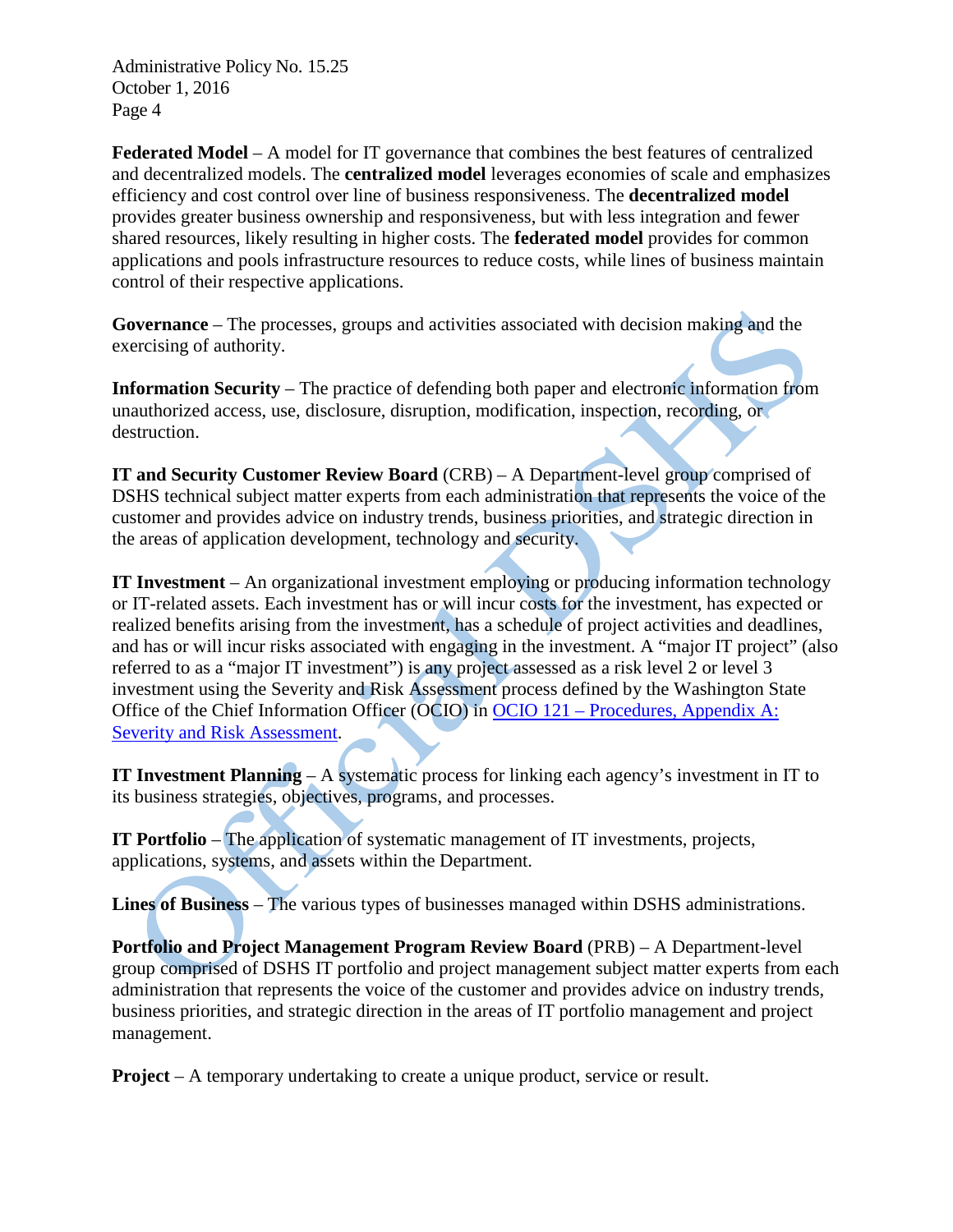**Federated Model** – A model for IT governance that combines the best features of centralized and decentralized models. The **centralized model** leverages economies of scale and emphasizes efficiency and cost control over line of business responsiveness. The **decentralized model** provides greater business ownership and responsiveness, but with less integration and fewer shared resources, likely resulting in higher costs. The **federated model** provides for common applications and pools infrastructure resources to reduce costs, while lines of business maintain control of their respective applications.

**Governance** – The processes, groups and activities associated with decision making and the exercising of authority.

**Information Security** – The practice of defending both paper and electronic information from unauthorized access, use, disclosure, disruption, modification, inspection, recording, or destruction.

**IT and Security Customer Review Board** (CRB) – A Department-level group comprised of DSHS technical subject matter experts from each administration that represents the voice of the customer and provides advice on industry trends, business priorities, and strategic direction in the areas of application development, technology and security.

**IT Investment** – An organizational investment employing or producing information technology or IT-related assets. Each investment has or will incur costs for the investment, has expected or realized benefits arising from the investment, has a schedule of project activities and deadlines, and has or will incur risks associated with engaging in the investment. A "major IT project" (also referred to as a "major IT investment") is any project assessed as a risk level 2 or level 3 investment using the Severity and Risk Assessment process defined by the Washington State Office of the Chief Information Officer (OCIO) in [OCIO 121 – Procedures, Appendix A: Severity and Risk Assessment](OCIO 121 – Procedures, Appendix A: Severity and Risk Assessment).

**IT Investment Planning** – A systematic process for linking each agency's investment in IT to its business strategies, objectives, programs, and processes.

**IT Portfolio** – The application of systematic management of IT investments, projects, applications, systems, and assets within the Department.

**Lines of Business** – The various types of businesses managed within DSHS administrations.

**Portfolio and Project Management Program Review Board** (PRB) – A Department-level group comprised of DSHS IT portfolio and project management subject matter experts from each administration that represents the voice of the customer and provides advice on industry trends, business priorities, and strategic direction in the areas of IT portfolio management and project management.

**Project** – A temporary undertaking to create a unique product, service or result.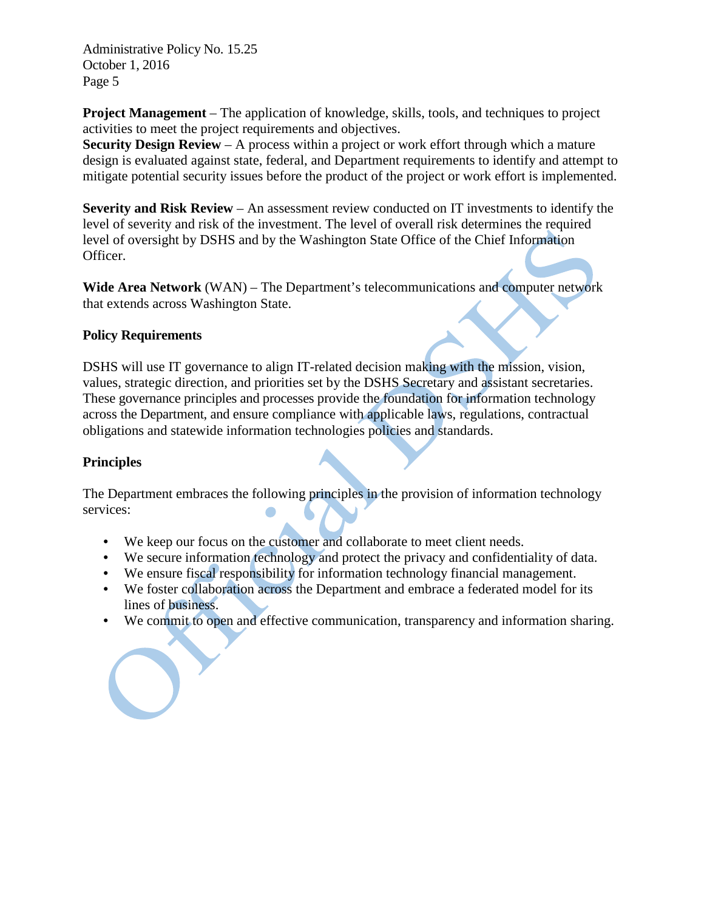**Project Management** – The application of knowledge, skills, tools, and techniques to project activities to meet the project requirements and objectives.

**Security Design Review** – A process within a project or work effort through which a mature design is evaluated against state, federal, and Department requirements to identify and attempt to mitigate potential security issues before the product of the project or work effort is implemented.

**Severity and Risk Review** – An assessment review conducted on IT investments to identify the level of severity and risk of the investment. The level of overall risk determines the required level of oversight by DSHS and by the Washington State Office of the Chief Information Officer.

**Wide Area Network** (WAN) – The Department's telecommunications and computer network that extends across Washington State.

## Policy Requirements

DSHS will use IT governance to align IT-related decision making with the mission, vision, values, strategic direction, and priorities set by the DSHS Secretary and assistant secretaries. These governance principles and processes provide the foundation for information technology across the Department, and ensure compliance with applicable laws, regulations, contractual obligations and statewide information technologies policies and standards.

## Principles

The Department embraces the following principles in the provision of information technology services:

- We keep our focus on the customer and collaborate to meet client needs.
- We secure information technology and protect the privacy and confidentiality of data.
- We ensure fiscal responsibility for information technology financial management.
- We foster collaboration across the Department and embrace a federated model for its lines of business.
- We commit to open and effective communication, transparency and information sharing.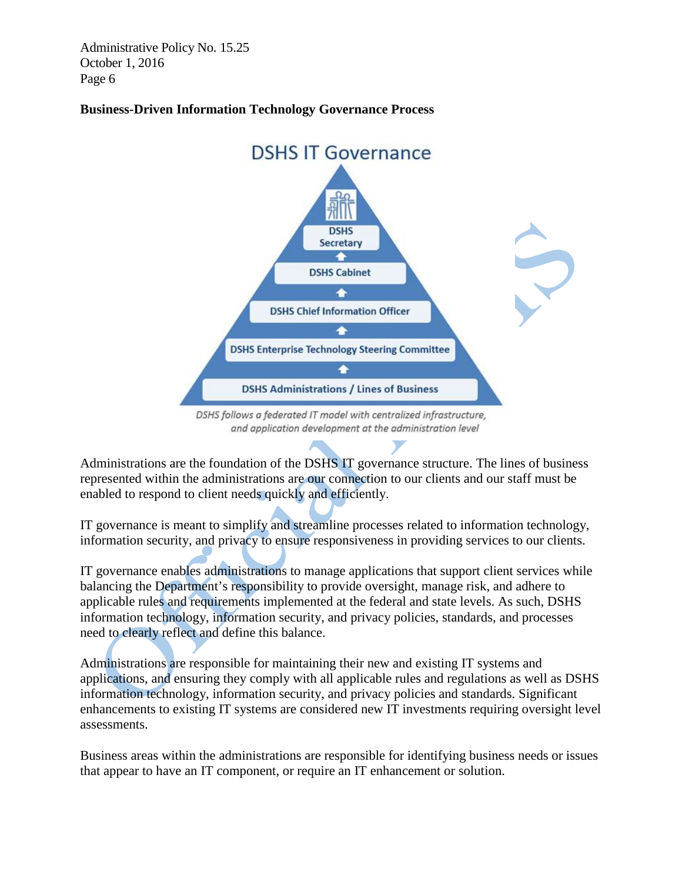**Business-Driven Information Technology Governance Process**

DSHS IT Governance

DSHS Secretary

DSHS Cabinet

DSHS Chief Information Officer

DSHS Enterprise Technology Steering Committee

DSHS Administrations / Lines of Business

*DSHS follows a federated IT model with centralized infrastructure, and application development at the administration level*

Administrations are the foundation of the DSHS IT governance structure. The lines of business represented within the administrations are our connection to our clients and our staff must be enabled to respond to client needs quickly and efficiently.

IT governance is meant to simplify and streamline processes related to information technology, information security, and privacy to ensure responsiveness in providing services to our clients.

IT governance enables administrations to manage applications that support client services while balancing the Department's responsibility to provide oversight, manage risk, and adhere to applicable rules and requirements implemented at the federal and state levels. As such, DSHS information technology, information security, and privacy policies, standards, and processes need to clearly reflect and define this balance.

Administrations are responsible for maintaining their new and existing IT systems and applications, and ensuring they comply with all applicable rules and regulations as well as DSHS information technology, information security, and privacy policies and standards. Significant enhancements to existing IT systems are considered new IT investments requiring oversight level assessments.

Business areas within the administrations are responsible for identifying business needs or issues that appear to have an IT component, or require an IT enhancement or solution.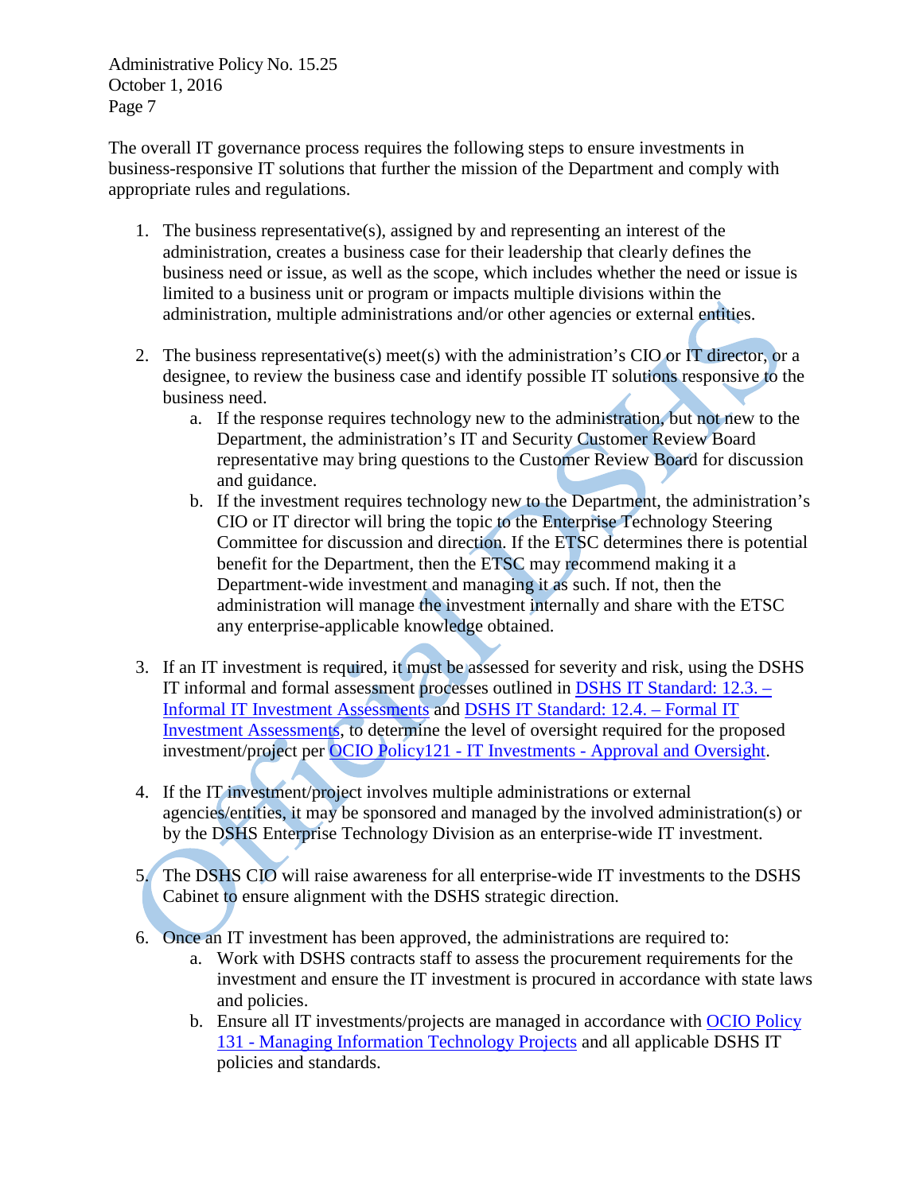The overall IT governance process requires the following steps to ensure investments in business-responsive IT solutions that further the mission of the Department and comply with appropriate rules and regulations.

1. The business representative(s), assigned by and representing an interest of the administration, creates a business case for their leadership that clearly defines the business need or issue, as well as the scope, which includes whether the need or issue is limited to a business unit or program or impacts multiple divisions within the administration, multiple administrations and/or other agencies or external entities.

2. The business representative(s) meet(s) with the administration's CIO or IT director, or a designee, to review the business case and identify possible IT solutions responsive to the business need.
   a. If the response requires technology new to the administration, but not new to the Department, the administration's IT and Security Customer Review Board representative may bring questions to the Customer Review Board for discussion and guidance.
   b. If the investment requires technology new to the Department, the administration's CIO or IT director will bring the topic to the Enterprise Technology Steering Committee for discussion and direction. If the ETSC determines there is potential benefit for the Department, then the ETSC may recommend making it a Department-wide investment and managing it as such. If not, then the administration will manage the investment internally and share with the ETSC any enterprise-applicable knowledge obtained.

3. If an IT investment is required, it must be assessed for severity and risk, using the DSHS IT informal and formal assessment processes outlined in DSHS IT Standard: 12.3. – Informal IT Investment Assessments and DSHS IT Standard: 12.4. – Formal IT Investment Assessments, to determine the level of oversight required for the proposed investment/project per OCIO Policy121 - IT Investments - Approval and Oversight.

4. If the IT investment/project involves multiple administrations or external agencies/entities, it may be sponsored and managed by the involved administration(s) or by the DSHS Enterprise Technology Division as an enterprise-wide IT investment.

5. The DSHS CIO will raise awareness for all enterprise-wide IT investments to the DSHS Cabinet to ensure alignment with the DSHS strategic direction.

6. Once an IT investment has been approved, the administrations are required to:
   a. Work with DSHS contracts staff to assess the procurement requirements for the investment and ensure the IT investment is procured in accordance with state laws and policies.
   b. Ensure all IT investments/projects are managed in accordance with OCIO Policy 131 - Managing Information Technology Projects and all applicable DSHS IT policies and standards.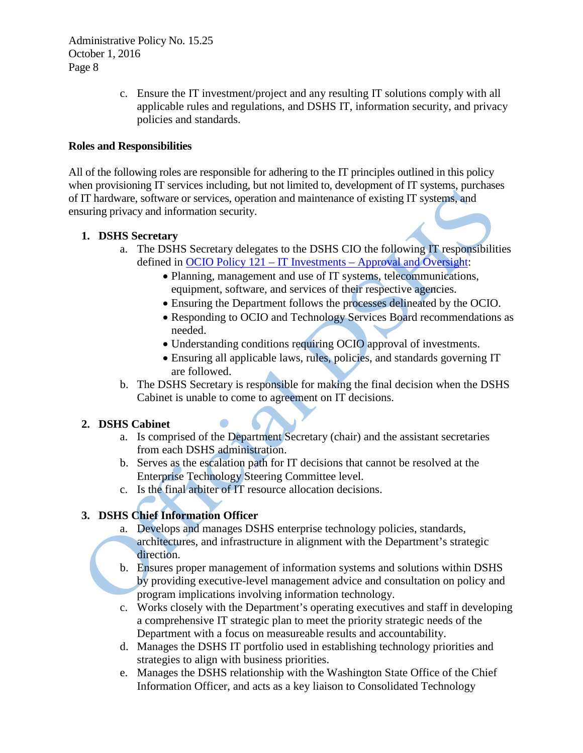c. Ensure the IT investment/project and any resulting IT solutions comply with all applicable rules and regulations, and DSHS IT, information security, and privacy policies and standards.

**Roles and Responsibilities**

All of the following roles are responsible for adhering to the IT principles outlined in this policy when provisioning IT services including, but not limited to, development of IT systems, purchases of IT hardware, software or services, operation and maintenance of existing IT systems, and ensuring privacy and information security.

1. **DSHS Secretary**
   a. The DSHS Secretary delegates to the DSHS CIO the following IT responsibilities defined in [OCIO Policy 121 – IT Investments – Approval and Oversight](#):
      - Planning, management and use of IT systems, telecommunications, equipment, software, and services of their respective agencies.
      - Ensuring the Department follows the processes delineated by the OCIO.
      - Responding to OCIO and Technology Services Board recommendations as needed.
      - Understanding conditions requiring OCIO approval of investments.
      - Ensuring all applicable laws, rules, policies, and standards governing IT are followed.

   b. The DSHS Secretary is responsible for making the final decision when the DSHS Cabinet is unable to come to agreement on IT decisions.

2. **DSHS Cabinet**
   a. Is comprised of the Department Secretary (chair) and the assistant secretaries from each DSHS administration.
   b. Serves as the escalation path for IT decisions that cannot be resolved at the Enterprise Technology Steering Committee level.
   c. Is the final arbiter of IT resource allocation decisions.

3. **DSHS Chief Information Officer**
   a. Develops and manages DSHS enterprise technology policies, standards, architectures, and infrastructure in alignment with the Department's strategic direction.
   b. Ensures proper management of information systems and solutions within DSHS by providing executive-level management advice and consultation on policy and program implications involving information technology.
   c. Works closely with the Department's operating executives and staff in developing a comprehensive IT strategic plan to meet the priority strategic needs of the Department with a focus on measureable results and accountability.
   d. Manages the DSHS IT portfolio used in establishing technology priorities and strategies to align with business priorities.
   e. Manages the DSHS relationship with the Washington State Office of the Chief Information Officer, and acts as a key liaison to Consolidated Technology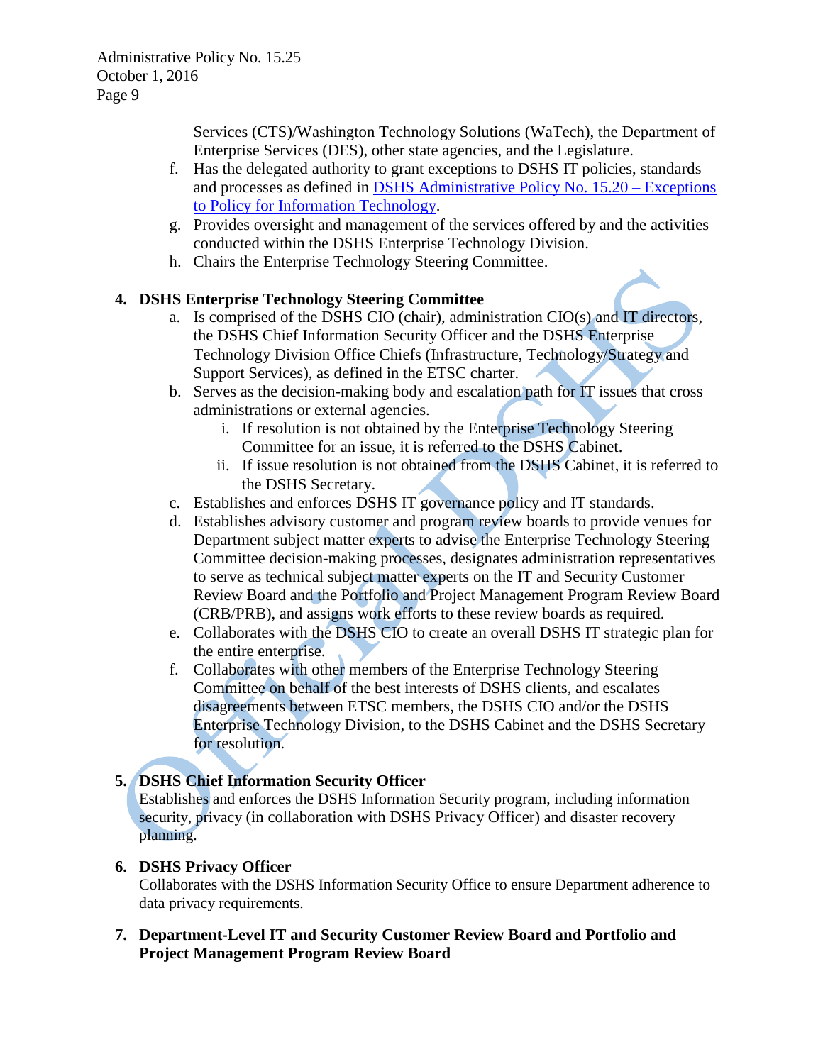Services (CTS)/Washington Technology Solutions (WaTech), the Department of Enterprise Services (DES), other state agencies, and the Legislature.

f. Has the delegated authority to grant exceptions to DSHS IT policies, standards and processes as defined in [DSHS Administrative Policy No. 15.20 – Exceptions to Policy for Information Technology](#).

g. Provides oversight and management of the services offered by and the activities conducted within the DSHS Enterprise Technology Division.

h. Chairs the Enterprise Technology Steering Committee.

**4. DSHS Enterprise Technology Steering Committee**

a. Is comprised of the DSHS CIO (chair), administration CIO(s) and IT directors, the DSHS Chief Information Security Officer and the DSHS Enterprise Technology Division Office Chiefs (Infrastructure, Technology/Strategy and Support Services), as defined in the ETSC charter.

b. Serves as the decision-making body and escalation path for IT issues that cross administrations or external agencies.

   i. If resolution is not obtained by the Enterprise Technology Steering Committee for an issue, it is referred to the DSHS Cabinet.

   ii. If issue resolution is not obtained from the DSHS Cabinet, it is referred to the DSHS Secretary.

c. Establishes and enforces DSHS IT governance policy and IT standards.

d. Establishes advisory customer and program review boards to provide venues for Department subject matter experts to advise the Enterprise Technology Steering Committee decision-making processes, designates administration representatives to serve as technical subject matter experts on the IT and Security Customer Review Board and the Portfolio and Project Management Program Review Board (CRB/PRB), and assigns work efforts to these review boards as required.

e. Collaborates with the DSHS CIO to create an overall DSHS IT strategic plan for the entire enterprise.

f. Collaborates with other members of the Enterprise Technology Steering Committee on behalf of the best interests of DSHS clients, and escalates disagreements between ETSC members, the DSHS CIO and/or the DSHS Enterprise Technology Division, to the DSHS Cabinet and the DSHS Secretary for resolution.

**5. DSHS Chief Information Security Officer**

Establishes and enforces the DSHS Information Security program, including information security, privacy (in collaboration with DSHS Privacy Officer) and disaster recovery planning.

**6. DSHS Privacy Officer**

Collaborates with the DSHS Information Security Office to ensure Department adherence to data privacy requirements.

**7. Department-Level IT and Security Customer Review Board and Portfolio and Project Management Program Review Board**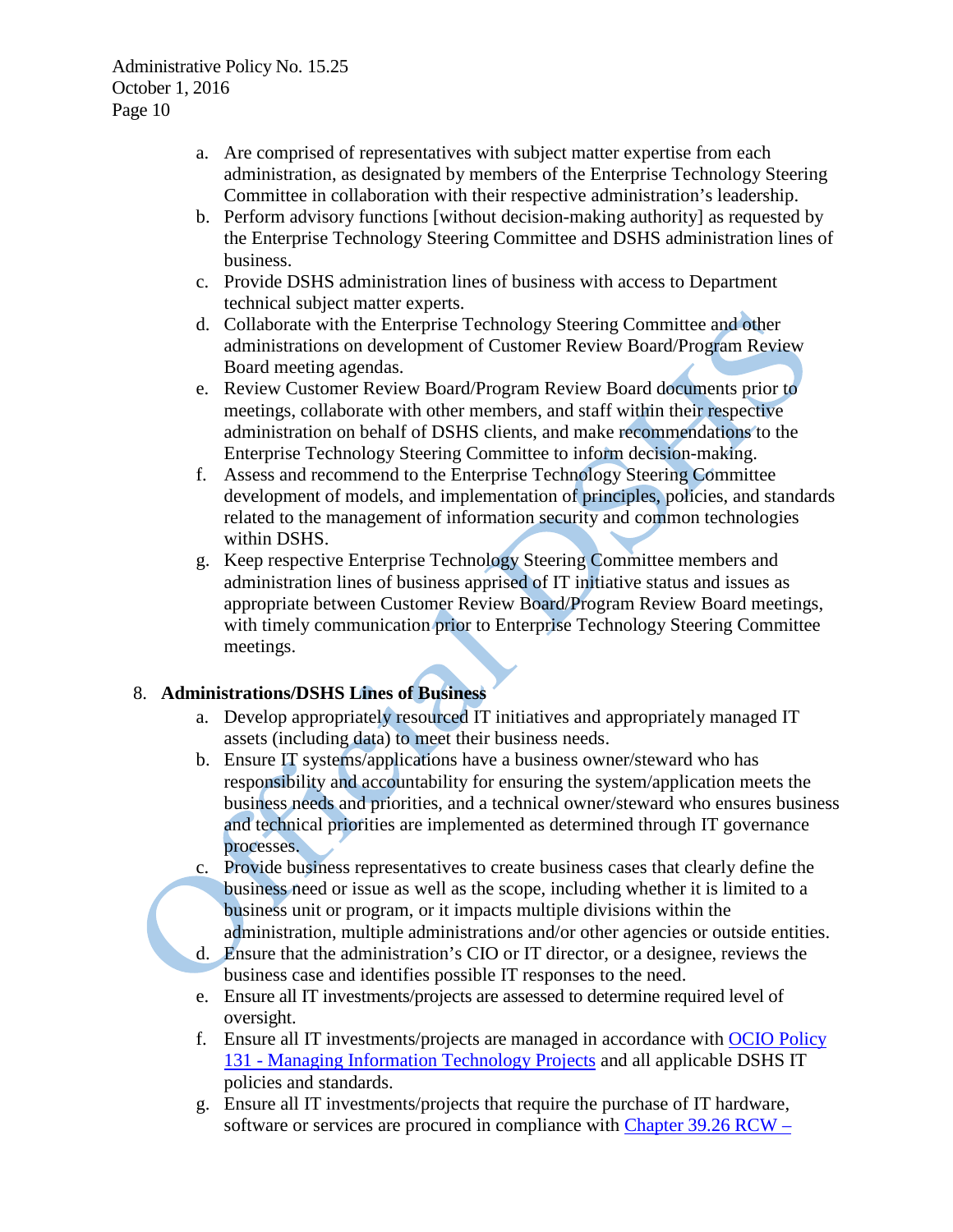a. Are comprised of representatives with subject matter expertise from each administration, as designated by members of the Enterprise Technology Steering Committee in collaboration with their respective administration's leadership.
b. Perform advisory functions [without decision-making authority] as requested by the Enterprise Technology Steering Committee and DSHS administration lines of business.
c. Provide DSHS administration lines of business with access to Department technical subject matter experts.
d. Collaborate with the Enterprise Technology Steering Committee and other administrations on development of Customer Review Board/Program Review Board meeting agendas.
e. Review Customer Review Board/Program Review Board documents prior to meetings, collaborate with other members, and staff within their respective administration on behalf of DSHS clients, and make recommendations to the Enterprise Technology Steering Committee to inform decision-making.
f. Assess and recommend to the Enterprise Technology Steering Committee development of models, and implementation of principles, policies, and standards related to the management of information security and common technologies within DSHS.
g. Keep respective Enterprise Technology Steering Committee members and administration lines of business apprised of IT initiative status and issues as appropriate between Customer Review Board/Program Review Board meetings, with timely communication prior to Enterprise Technology Steering Committee meetings.

8. **Administrations/DSHS Lines of Business**
   a. Develop appropriately resourced IT initiatives and appropriately managed IT assets (including data) to meet their business needs.
   b. Ensure IT systems/applications have a business owner/steward who has responsibility and accountability for ensuring the system/application meets the business needs and priorities, and a technical owner/steward who ensures business and technical priorities are implemented as determined through IT governance processes.
   c. Provide business representatives to create business cases that clearly define the business need or issue as well as the scope, including whether it is limited to a business unit or program, or it impacts multiple divisions within the administration, multiple administrations and/or other agencies or outside entities.
   d. Ensure that the administration's CIO or IT director, or a designee, reviews the business case and identifies possible IT responses to the need.
   e. Ensure all IT investments/projects are assessed to determine required level of oversight.
   f. Ensure all IT investments/projects are managed in accordance with OCIO Policy 131 - Managing Information Technology Projects and all applicable DSHS IT policies and standards.
   g. Ensure all IT investments/projects that require the purchase of IT hardware, software or services are procured in compliance with Chapter 39.26 RCW –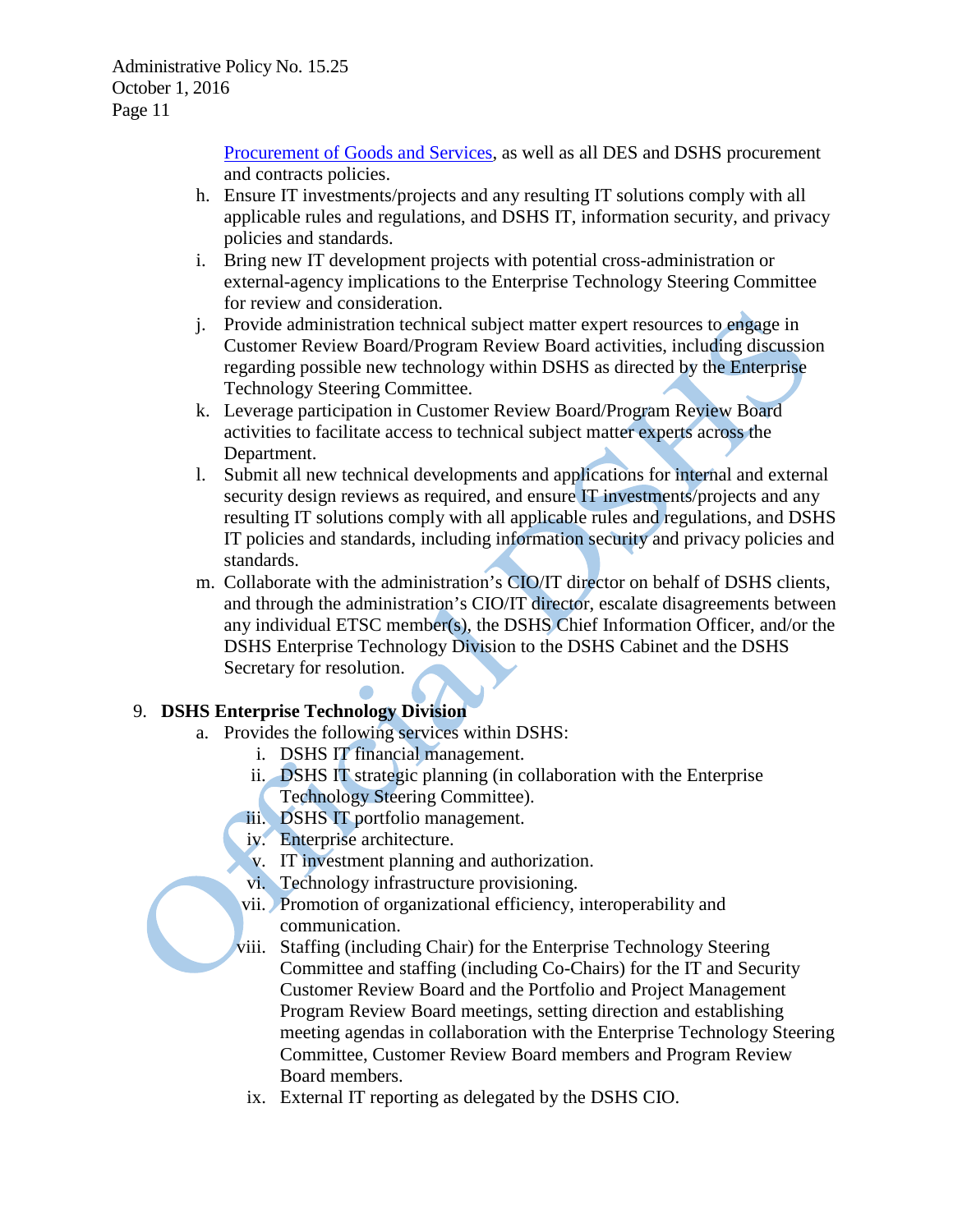[Procurement of Goods and Services](#), as well as all DES and DSHS procurement and contracts policies.

h. Ensure IT investments/projects and any resulting IT solutions comply with all applicable rules and regulations, and DSHS IT, information security, and privacy policies and standards.

i. Bring new IT development projects with potential cross-administration or external-agency implications to the Enterprise Technology Steering Committee for review and consideration.

j. Provide administration technical subject matter expert resources to engage in Customer Review Board/Program Review Board activities, including discussion regarding possible new technology within DSHS as directed by the Enterprise Technology Steering Committee.

k. Leverage participation in Customer Review Board/Program Review Board activities to facilitate access to technical subject matter experts across the Department.

l. Submit all new technical developments and applications for internal and external security design reviews as required, and ensure IT investments/projects and any resulting IT solutions comply with all applicable rules and regulations, and DSHS IT policies and standards, including information security and privacy policies and standards.

m. Collaborate with the administration's CIO/IT director on behalf of DSHS clients, and through the administration's CIO/IT director, escalate disagreements between any individual ETSC member(s), the DSHS Chief Information Officer, and/or the DSHS Enterprise Technology Division to the DSHS Cabinet and the DSHS Secretary for resolution.

9. **DSHS Enterprise Technology Division**

   a. Provides the following services within DSHS:

      i. DSHS IT financial management.

      ii. DSHS IT strategic planning (in collaboration with the Enterprise Technology Steering Committee).

      iii. DSHS IT portfolio management.

      iv. Enterprise architecture.

      v. IT investment planning and authorization.

      vi. Technology infrastructure provisioning.

      vii. Promotion of organizational efficiency, interoperability and communication.

      viii. Staffing (including Chair) for the Enterprise Technology Steering Committee and staffing (including Co-Chairs) for the IT and Security Customer Review Board and the Portfolio and Project Management Program Review Board meetings, setting direction and establishing meeting agendas in collaboration with the Enterprise Technology Steering Committee, Customer Review Board members and Program Review Board members.

      ix. External IT reporting as delegated by the DSHS CIO.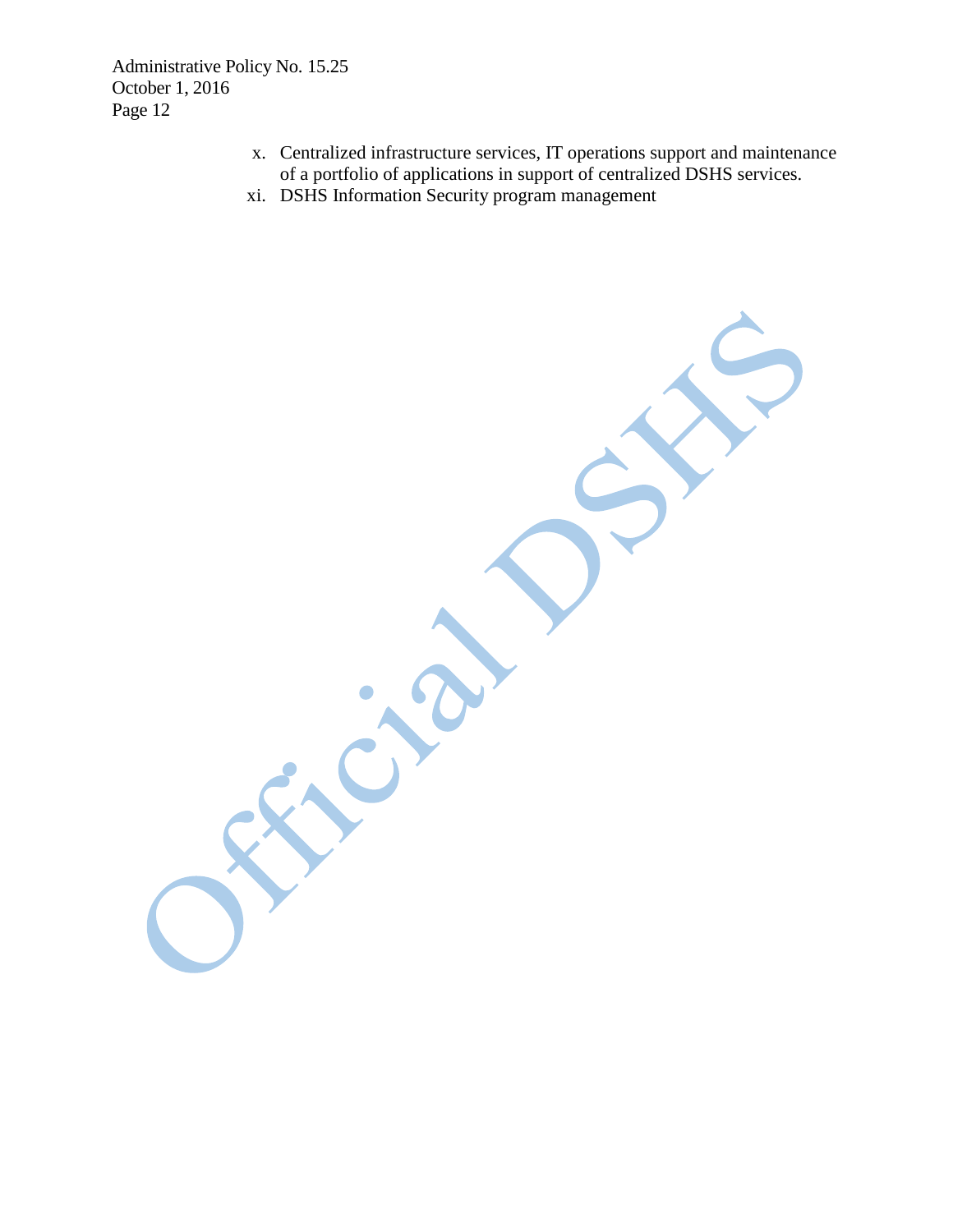x. Centralized infrastructure services, IT operations support and maintenance of a portfolio of applications in support of centralized DSHS services.

xi. DSHS Information Security program management